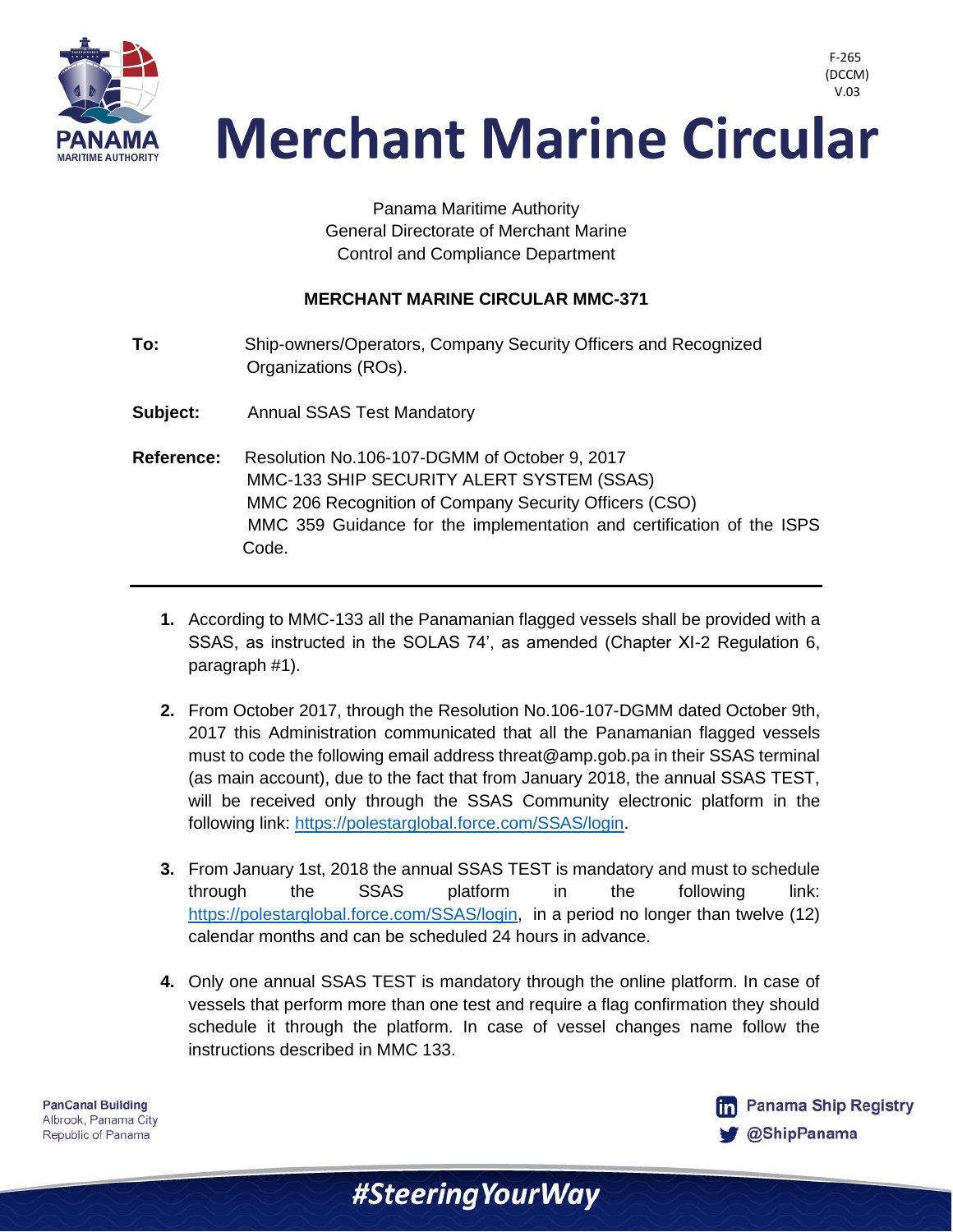F-265
(DCCM)
V.03

# Merchant Marine Circular

Panama Maritime Authority
General Directorate of Merchant Marine
Control and Compliance Department

**MERCHANT MARINE CIRCULAR MMC-371**

**To:** Ship-owners/Operators, Company Security Officers and Recognized Organizations (ROs).

**Subject:** Annual SSAS Test Mandatory

**Reference:** Resolution No.106-107-DGMM of October 9, 2017
MMC-133 SHIP SECURITY ALERT SYSTEM (SSAS)
MMC 206 Recognition of Company Security Officers (CSO)
MMC 359 Guidance for the implementation and certification of the ISPS Code.

---

1. According to MMC-133 all the Panamanian flagged vessels shall be provided with a SSAS, as instructed in the SOLAS 74', as amended (Chapter XI-2 Regulation 6, paragraph #1).

2. From October 2017, through the Resolution No.106-107-DGMM dated October 9th, 2017 this Administration communicated that all the Panamanian flagged vessels must to code the following email address threat@amp.gob.pa in their SSAS terminal (as main account), due to the fact that from January 2018, the annual SSAS TEST, will be received only through the SSAS Community electronic platform in the following link: https://polestarglobal.force.com/SSAS/login.

3. From January 1st, 2018 the annual SSAS TEST is mandatory and must to schedule through the SSAS platform in the following link: https://polestarglobal.force.com/SSAS/login, in a period no longer than twelve (12) calendar months and can be scheduled 24 hours in advance.

4. Only one annual SSAS TEST is mandatory through the online platform. In case of vessels that perform more than one test and require a flag confirmation they should schedule it through the platform. In case of vessel changes name follow the instructions described in MMC 133.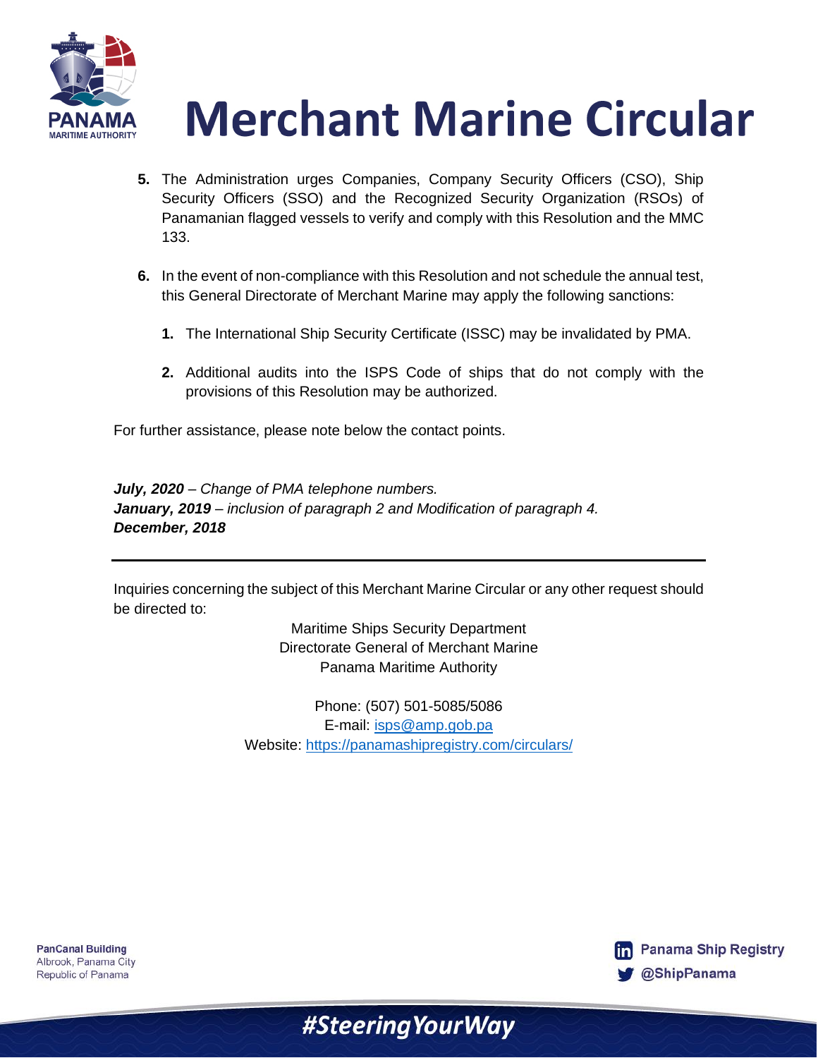5. The Administration urges Companies, Company Security Officers (CSO), Ship Security Officers (SSO) and the Recognized Security Organization (RSOs) of Panamanian flagged vessels to verify and comply with this Resolution and the MMC 133.

6. In the event of non-compliance with this Resolution and not schedule the annual test, this General Directorate of Merchant Marine may apply the following sanctions:

   1. The International Ship Security Certificate (ISSC) may be invalidated by PMA.

   2. Additional audits into the ISPS Code of ships that do not comply with the provisions of this Resolution may be authorized.

For further assistance, please note below the contact points.

***July, 2020*** *– Change of PMA telephone numbers.*
***January, 2019*** *– inclusion of paragraph 2 and Modification of paragraph 4.*
***December, 2018***

---

Inquiries concerning the subject of this Merchant Marine Circular or any other request should be directed to:

Maritime Ships Security Department
Directorate General of Merchant Marine
Panama Maritime Authority

Phone: (507) 501-5085/5086
E-mail: isps@amp.gob.pa
Website: https://panamashipregistry.com/circulars/